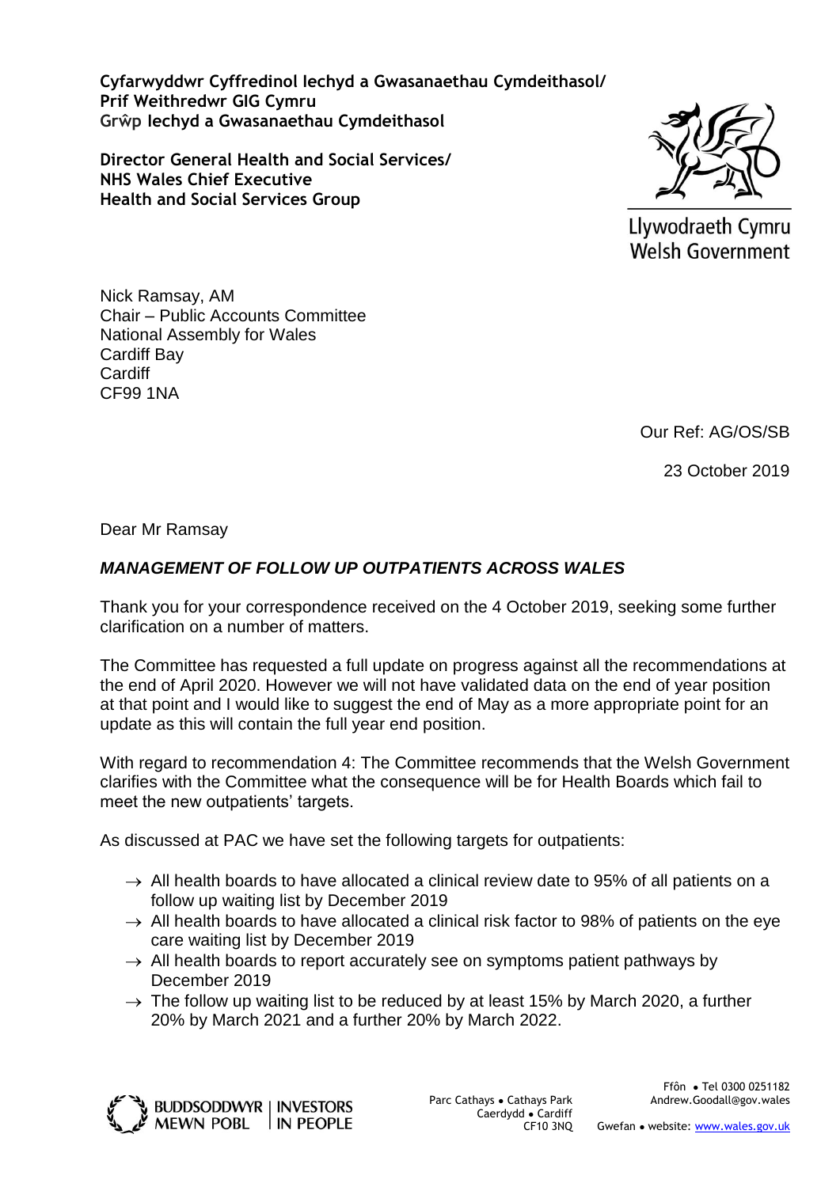**Cyfarwyddwr Cyffredinol Iechyd a Gwasanaethau Cymdeithasol/**
**Prif Weithredwr GIG Cymru**
**Grŵp Iechyd a Gwasanaethau Cymdeithasol**

**Director General Health and Social Services/**
**NHS Wales Chief Executive**
**Health and Social Services Group**

Llywodraeth Cymru
Welsh Government

Nick Ramsay, AM
Chair – Public Accounts Committee
National Assembly for Wales
Cardiff Bay
Cardiff
CF99 1NA

Our Ref: AG/OS/SB

23 October 2019

Dear Mr Ramsay

***MANAGEMENT OF FOLLOW UP OUTPATIENTS ACROSS WALES***

Thank you for your correspondence received on the 4 October 2019, seeking some further clarification on a number of matters.

The Committee has requested a full update on progress against all the recommendations at the end of April 2020. However we will not have validated data on the end of year position at that point and I would like to suggest the end of May as a more appropriate point for an update as this will contain the full year end position.

With regard to recommendation 4: The Committee recommends that the Welsh Government clarifies with the Committee what the consequence will be for Health Boards which fail to meet the new outpatients' targets.

As discussed at PAC we have set the following targets for outpatients:

- → All health boards to have allocated a clinical review date to 95% of all patients on a follow up waiting list by December 2019
- → All health boards to have allocated a clinical risk factor to 98% of patients on the eye care waiting list by December 2019
- → All health boards to report accurately see on symptoms patient pathways by December 2019
- → The follow up waiting list to be reduced by at least 15% by March 2020, a further 20% by March 2021 and a further 20% by March 2022.

BUDDSODDWYR MEWN POBL | INVESTORS IN PEOPLE

Parc Cathays ● Cathays Park
Caerdydd ● Cardiff
CF10 3NQ

Ffôn ● Tel 0300 0251182
Andrew.Goodall@gov.wales
Gwefan ● website: www.wales.gov.uk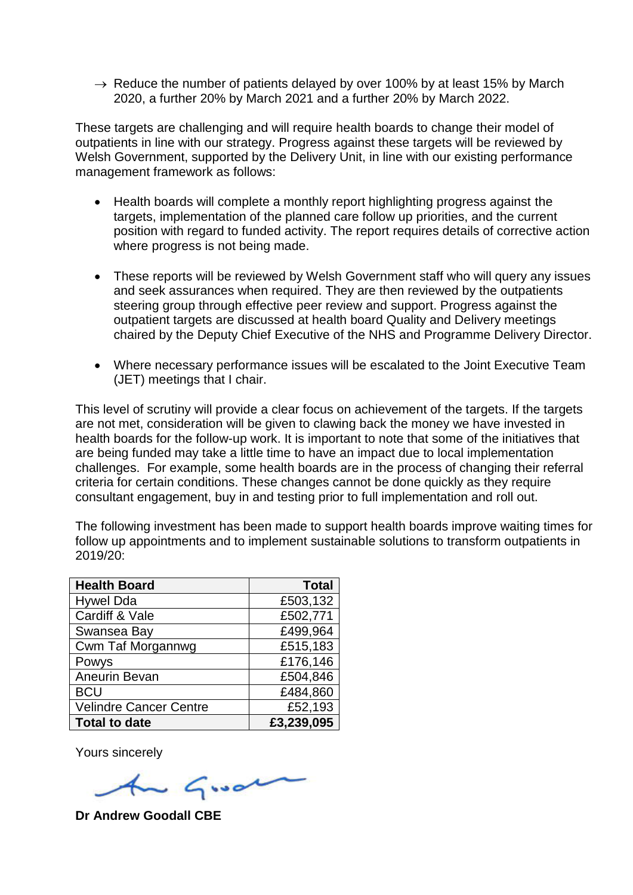→ Reduce the number of patients delayed by over 100% by at least 15% by March 2020, a further 20% by March 2021 and a further 20% by March 2022.

These targets are challenging and will require health boards to change their model of outpatients in line with our strategy. Progress against these targets will be reviewed by Welsh Government, supported by the Delivery Unit, in line with our existing performance management framework as follows:

- Health boards will complete a monthly report highlighting progress against the targets, implementation of the planned care follow up priorities, and the current position with regard to funded activity. The report requires details of corrective action where progress is not being made.

- These reports will be reviewed by Welsh Government staff who will query any issues and seek assurances when required. They are then reviewed by the outpatients steering group through effective peer review and support. Progress against the outpatient targets are discussed at health board Quality and Delivery meetings chaired by the Deputy Chief Executive of the NHS and Programme Delivery Director.

- Where necessary performance issues will be escalated to the Joint Executive Team (JET) meetings that I chair.

This level of scrutiny will provide a clear focus on achievement of the targets. If the targets are not met, consideration will be given to clawing back the money we have invested in health boards for the follow-up work. It is important to note that some of the initiatives that are being funded may take a little time to have an impact due to local implementation challenges. For example, some health boards are in the process of changing their referral criteria for certain conditions. These changes cannot be done quickly as they require consultant engagement, buy in and testing prior to full implementation and roll out.

The following investment has been made to support health boards improve waiting times for follow up appointments and to implement sustainable solutions to transform outpatients in 2019/20:

| **Health Board** | **Total** |
|---|---:|
| Hywel Dda | £503,132 |
| Cardiff & Vale | £502,771 |
| Swansea Bay | £499,964 |
| Cwm Taf Morgannwg | £515,183 |
| Powys | £176,146 |
| Aneurin Bevan | £504,846 |
| BCU | £484,860 |
| Velindre Cancer Centre | £52,193 |
| **Total to date** | **£3,239,095** |

Yours sincerely

**Dr Andrew Goodall CBE**